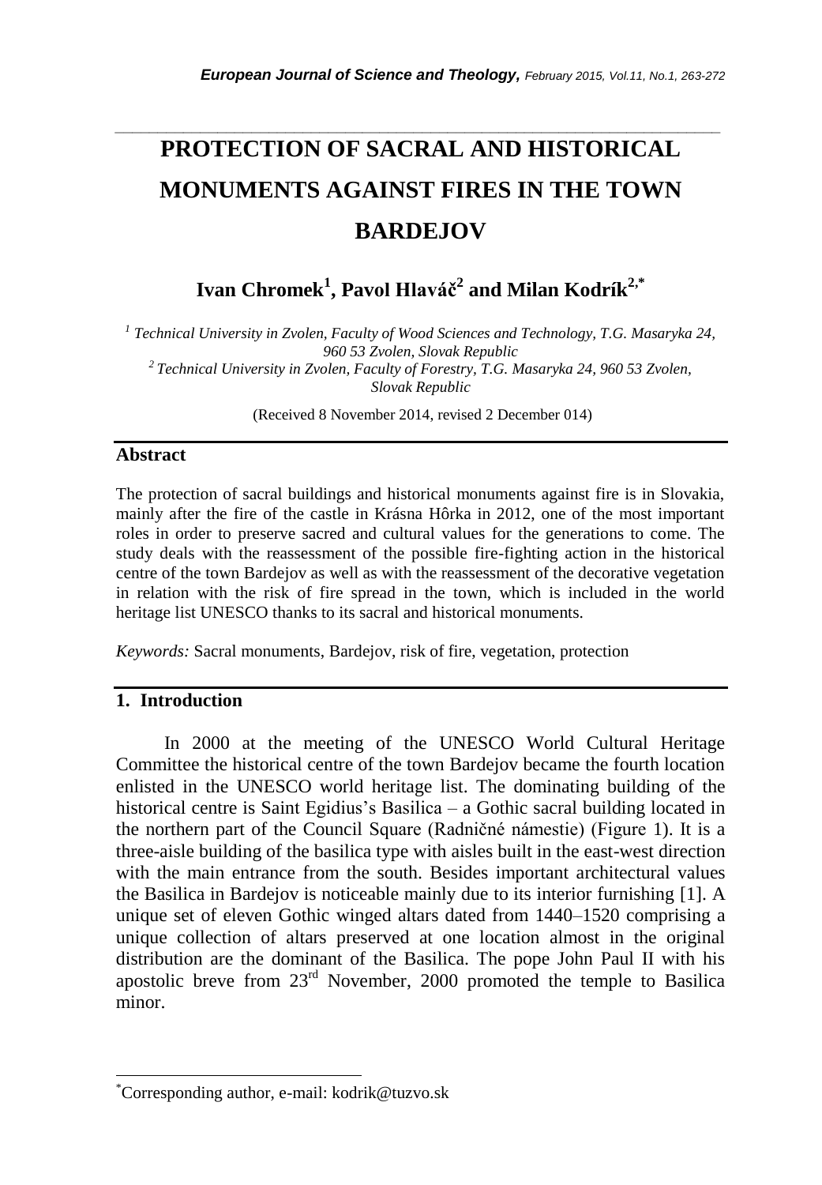# PROTECTION OF SACRAL AND HISTORICAL MONUMENTS AGAINST FIRES IN THE TOWN BARDEJOV

**Ivan Chromek[1], Pavol Hlaváč[2] and Milan Kodrík[2,*]**

*[1] Technical University in Zvolen, Faculty of Wood Sciences and Technology, T.G. Masaryka 24, 960 53 Zvolen, Slovak Republic*
*[2] Technical University in Zvolen, Faculty of Forestry, T.G. Masaryka 24, 960 53 Zvolen, Slovak Republic*

(Received 8 November 2014, revised 2 December 014)

## Abstract

The protection of sacral buildings and historical monuments against fire is in Slovakia, mainly after the fire of the castle in Krásna Hôrka in 2012, one of the most important roles in order to preserve sacred and cultural values for the generations to come. The study deals with the reassessment of the possible fire-fighting action in the historical centre of the town Bardejov as well as with the reassessment of the decorative vegetation in relation with the risk of fire spread in the town, which is included in the world heritage list UNESCO thanks to its sacral and historical monuments.

*Keywords:* Sacral monuments, Bardejov, risk of fire, vegetation, protection

## 1. Introduction

In 2000 at the meeting of the UNESCO World Cultural Heritage Committee the historical centre of the town Bardejov became the fourth location enlisted in the UNESCO world heritage list. The dominating building of the historical centre is Saint Egidius's Basilica – a Gothic sacral building located in the northern part of the Council Square (Radničné námestie) (Figure 1). It is a three-aisle building of the basilica type with aisles built in the east-west direction with the main entrance from the south. Besides important architectural values the Basilica in Bardejov is noticeable mainly due to its interior furnishing [1]. A unique set of eleven Gothic winged altars dated from 1440–1520 comprising a unique collection of altars preserved at one location almost in the original distribution are the dominant of the Basilica. The pope John Paul II with his apostolic breve from 23rd November, 2000 promoted the temple to Basilica minor.

*Corresponding author, e-mail: kodrik@tuzvo.sk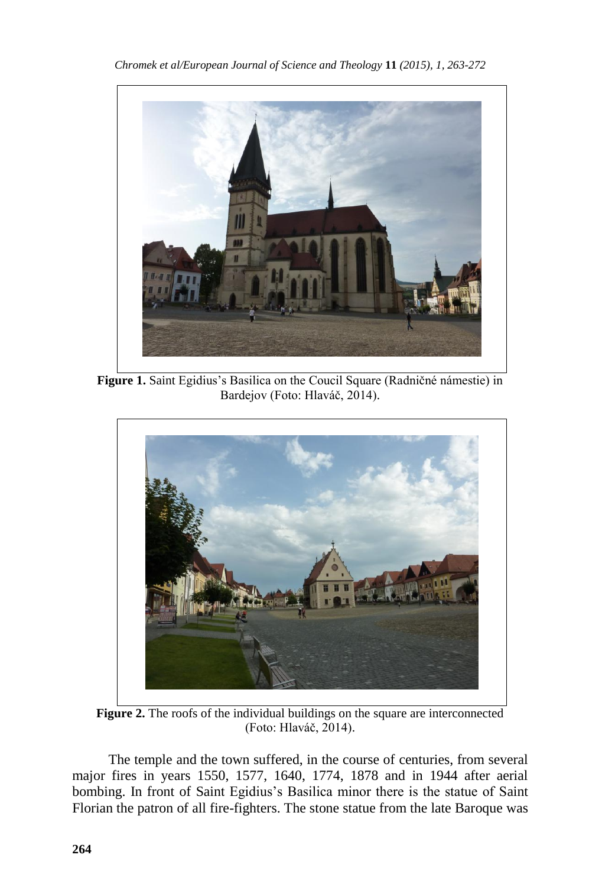**Figure 1.** Saint Egidius's Basilica on the Coucil Square (Radničné námestie) in Bardejov (Foto: Hlaváč, 2014).

**Figure 2.** The roofs of the individual buildings on the square are interconnected (Foto: Hlaváč, 2014).

The temple and the town suffered, in the course of centuries, from several major fires in years 1550, 1577, 1640, 1774, 1878 and in 1944 after aerial bombing. In front of Saint Egidius's Basilica minor there is the statue of Saint Florian the patron of all fire-fighters. The stone statue from the late Baroque was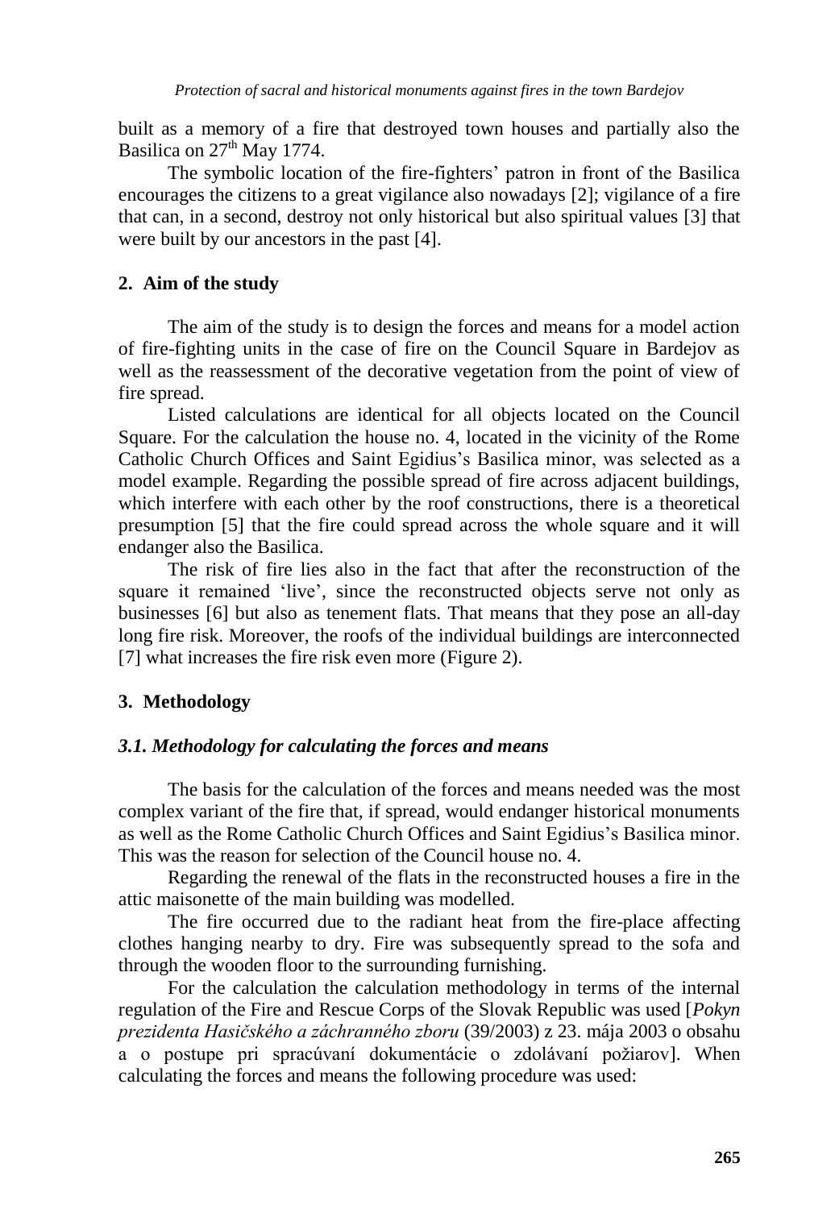built as a memory of a fire that destroyed town houses and partially also the Basilica on 27th May 1774.

The symbolic location of the fire-fighters' patron in front of the Basilica encourages the citizens to a great vigilance also nowadays [2]; vigilance of a fire that can, in a second, destroy not only historical but also spiritual values [3] that were built by our ancestors in the past [4].

## 2. Aim of the study

The aim of the study is to design the forces and means for a model action of fire-fighting units in the case of fire on the Council Square in Bardejov as well as the reassessment of the decorative vegetation from the point of view of fire spread.

Listed calculations are identical for all objects located on the Council Square. For the calculation the house no. 4, located in the vicinity of the Rome Catholic Church Offices and Saint Egidius's Basilica minor, was selected as a model example. Regarding the possible spread of fire across adjacent buildings, which interfere with each other by the roof constructions, there is a theoretical presumption [5] that the fire could spread across the whole square and it will endanger also the Basilica.

The risk of fire lies also in the fact that after the reconstruction of the square it remained 'live', since the reconstructed objects serve not only as businesses [6] but also as tenement flats. That means that they pose an all-day long fire risk. Moreover, the roofs of the individual buildings are interconnected [7] what increases the fire risk even more (Figure 2).

## 3. Methodology

### *3.1. Methodology for calculating the forces and means*

The basis for the calculation of the forces and means needed was the most complex variant of the fire that, if spread, would endanger historical monuments as well as the Rome Catholic Church Offices and Saint Egidius's Basilica minor. This was the reason for selection of the Council house no. 4.

Regarding the renewal of the flats in the reconstructed houses a fire in the attic maisonette of the main building was modelled.

The fire occurred due to the radiant heat from the fire-place affecting clothes hanging nearby to dry. Fire was subsequently spread to the sofa and through the wooden floor to the surrounding furnishing.

For the calculation the calculation methodology in terms of the internal regulation of the Fire and Rescue Corps of the Slovak Republic was used [*Pokyn prezidenta Hasičského a záchranného zboru* (39/2003) z 23. mája 2003 o obsahu a o postupe pri spracúvaní dokumentácie o zdolávaní požiarov]. When calculating the forces and means the following procedure was used: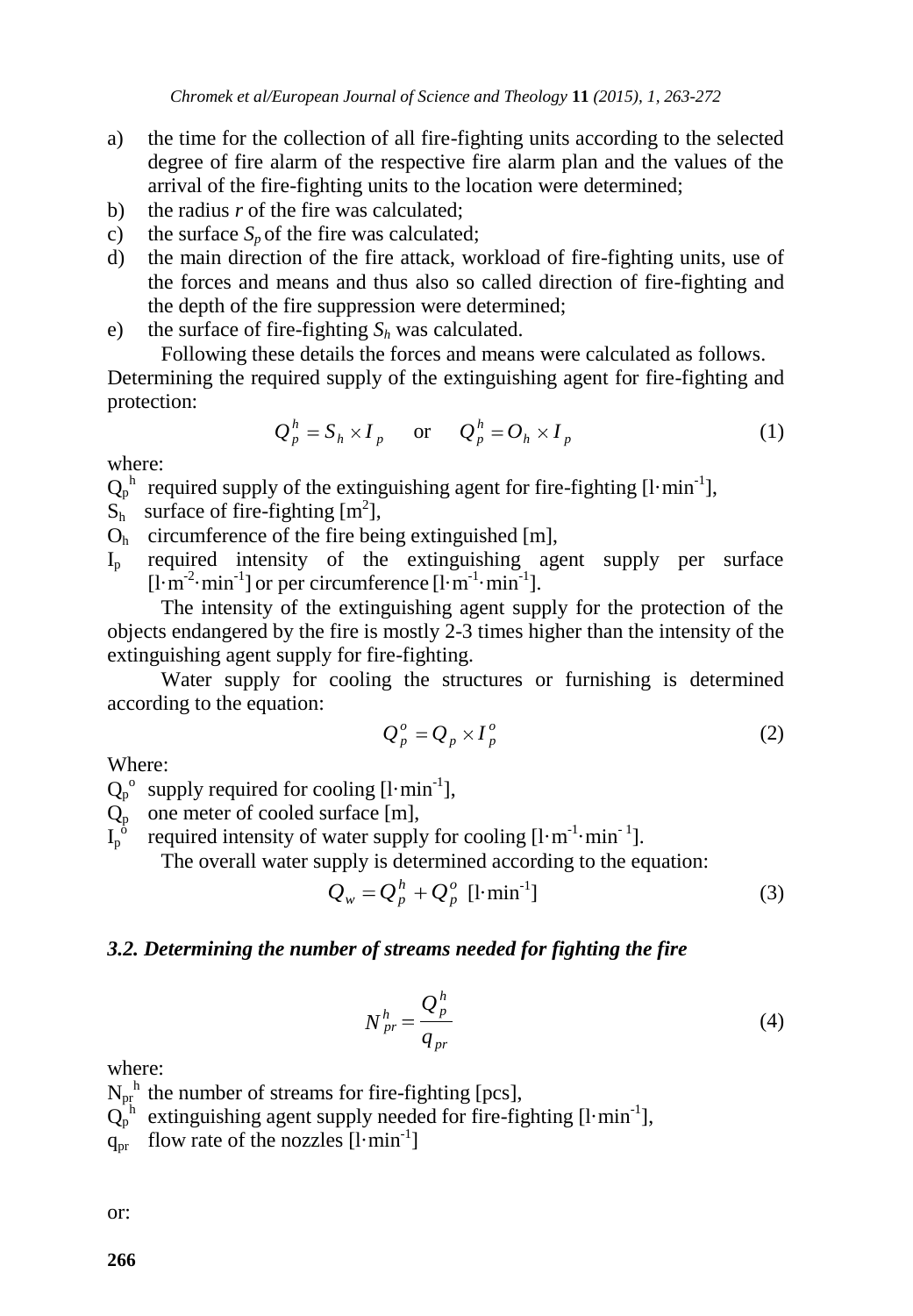a) the time for the collection of all fire-fighting units according to the selected degree of fire alarm of the respective fire alarm plan and the values of the arrival of the fire-fighting units to the location were determined;
b) the radius *r* of the fire was calculated;
c) the surface $S_p$ of the fire was calculated;
d) the main direction of the fire attack, workload of fire-fighting units, use of the forces and means and thus also so called direction of fire-fighting and the depth of the fire suppression were determined;
e) the surface of fire-fighting $S_h$ was calculated.

Following these details the forces and means were calculated as follows. Determining the required supply of the extinguishing agent for fire-fighting and protection:

$$Q_p^h = S_h \times I_p \quad \text{or} \quad Q_p^h = O_h \times I_p \tag{1}$$

where:

$Q_p^h$ required supply of the extinguishing agent for fire-fighting [$\text{l}\cdot\text{min}^{-1}$],
$S_h$ surface of fire-fighting [$\text{m}^2$],
$O_h$ circumference of the fire being extinguished [m],
$I_p$ required intensity of the extinguishing agent supply per surface [$\text{l}\cdot\text{m}^{-2}\cdot\text{min}^{-1}$] or per circumference [$\text{l}\cdot\text{m}^{-1}\cdot\text{min}^{-1}$].

The intensity of the extinguishing agent supply for the protection of the objects endangered by the fire is mostly 2-3 times higher than the intensity of the extinguishing agent supply for fire-fighting.

Water supply for cooling the structures or furnishing is determined according to the equation:

$$Q_p^o = Q_p \times I_p^o \tag{2}$$

Where:

$Q_p^o$ supply required for cooling [$\text{l}\cdot\text{min}^{-1}$],
$Q_p$ one meter of cooled surface [m],
$I_p^o$ required intensity of water supply for cooling [$\text{l}\cdot\text{m}^{-1}\cdot\text{min}^{-1}$].

The overall water supply is determined according to the equation:

$$Q_w = Q_p^h + Q_p^o \ [\text{l}\cdot\text{min}^{-1}] \tag{3}$$

### *3.2. Determining the number of streams needed for fighting the fire*

$$N_{pr}^h = \frac{Q_p^h}{q_{pr}} \tag{4}$$

where:

$N_{pr}^h$ the number of streams for fire-fighting [pcs],
$Q_p^h$ extinguishing agent supply needed for fire-fighting [$\text{l}\cdot\text{min}^{-1}$],
$q_{pr}$ flow rate of the nozzles [$\text{l}\cdot\text{min}^{-1}$]

or: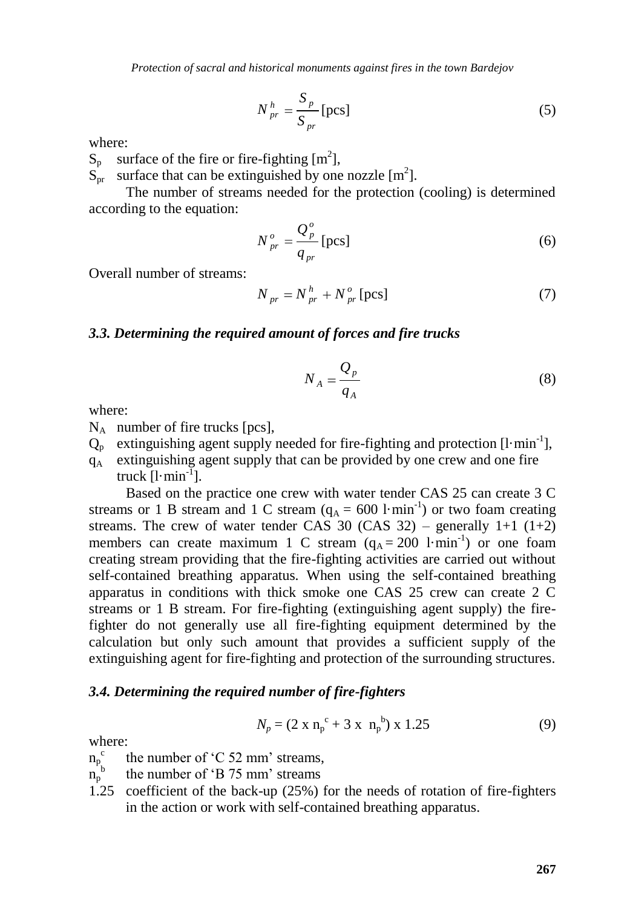$$N_{pr}^{h} = \frac{S_p}{S_{pr}} \text{ [pcs]} \tag{5}$$

where:

$S_p$ surface of the fire or fire-fighting [$m^2$],

$S_{pr}$ surface that can be extinguished by one nozzle [$m^2$].

The number of streams needed for the protection (cooling) is determined according to the equation:

$$N_{pr}^{o} = \frac{Q_p^o}{q_{pr}} \text{ [pcs]} \tag{6}$$

Overall number of streams:

$$N_{pr} = N_{pr}^{h} + N_{pr}^{o} \text{ [pcs]} \tag{7}$$

### *3.3. Determining the required amount of forces and fire trucks*

$$N_A = \frac{Q_p}{q_A} \tag{8}$$

where:

$N_A$ number of fire trucks [pcs],

$Q_p$ extinguishing agent supply needed for fire-fighting and protection [$l \cdot min^{-1}$],

$q_A$ extinguishing agent supply that can be provided by one crew and one fire truck [$l \cdot min^{-1}$].

Based on the practice one crew with water tender CAS 25 can create 3 C streams or 1 B stream and 1 C stream ($q_A = 600\ l \cdot min^{-1}$) or two foam creating streams. The crew of water tender CAS 30 (CAS 32) – generally 1+1 (1+2) members can create maximum 1 C stream ($q_A = 200\ l \cdot min^{-1}$) or one foam creating stream providing that the fire-fighting activities are carried out without self-contained breathing apparatus. When using the self-contained breathing apparatus in conditions with thick smoke one CAS 25 crew can create 2 C streams or 1 B stream. For fire-fighting (extinguishing agent supply) the fire-fighter do not generally use all fire-fighting equipment determined by the calculation but only such amount that provides a sufficient supply of the extinguishing agent for fire-fighting and protection of the surrounding structures.

### *3.4. Determining the required number of fire-fighters*

$$N_p = (2 \times n_p^c + 3 \times n_p^b) \times 1.25 \tag{9}$$

where:

$n_p^c$ the number of 'C 52 mm' streams,

$n_p^b$ the number of 'B 75 mm' streams

1.25 coefficient of the back-up (25%) for the needs of rotation of fire-fighters in the action or work with self-contained breathing apparatus.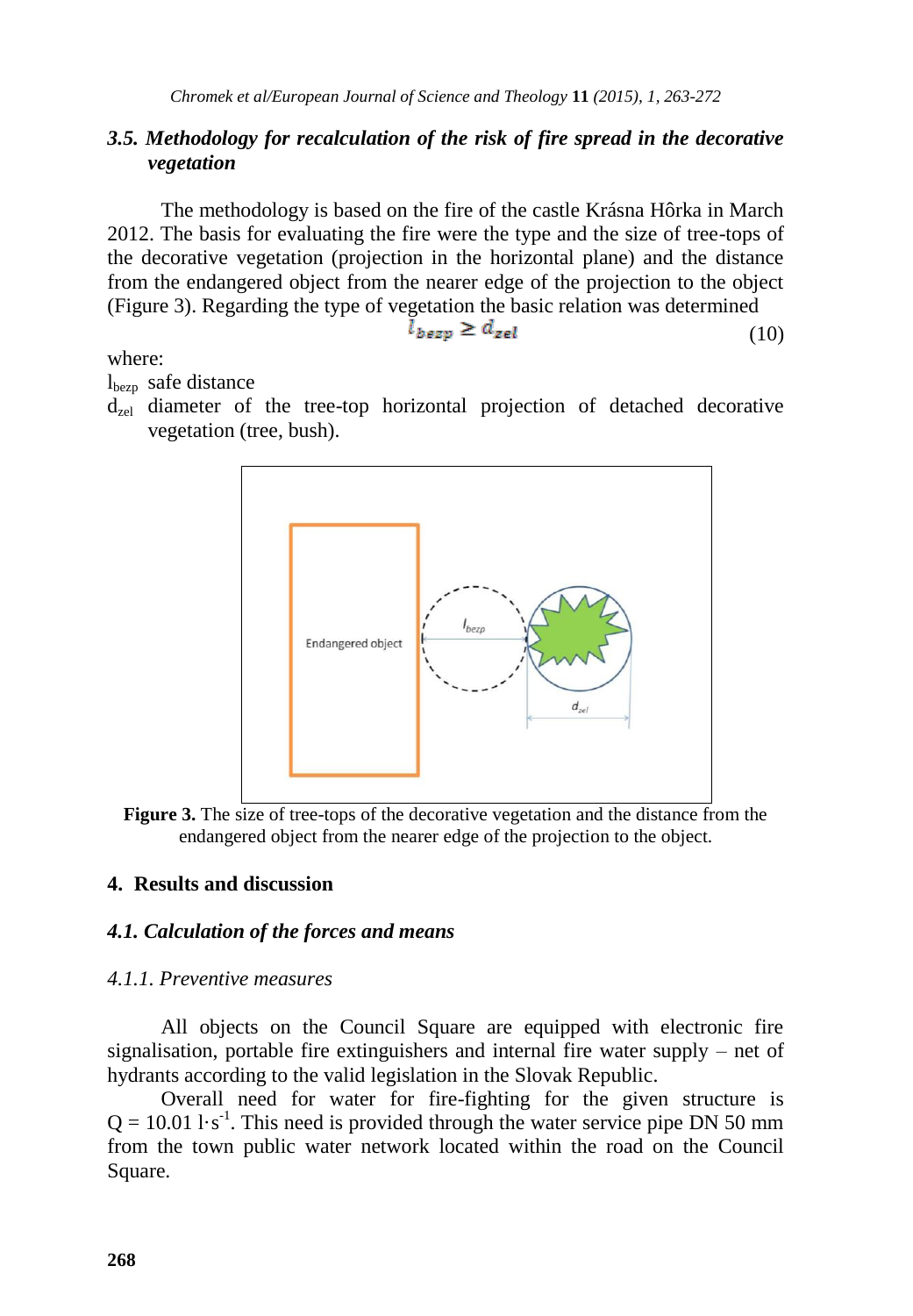### *3.5. Methodology for recalculation of the risk of fire spread in the decorative vegetation*

The methodology is based on the fire of the castle Krásna Hôrka in March 2012. The basis for evaluating the fire were the type and the size of tree-tops of the decorative vegetation (projection in the horizontal plane) and the distance from the endangered object from the nearer edge of the projection to the object (Figure 3). Regarding the type of vegetation the basic relation was determined

$$l_{bezp} \geq d_{zel} \tag{10}$$

where:

$l_{bezp}$ safe distance

$d_{zel}$ diameter of the tree-top horizontal projection of detached decorative vegetation (tree, bush).

**Figure 3.** The size of tree-tops of the decorative vegetation and the distance from the endangered object from the nearer edge of the projection to the object.

## 4. Results and discussion

### *4.1. Calculation of the forces and means*

#### *4.1.1. Preventive measures*

All objects on the Council Square are equipped with electronic fire signalisation, portable fire extinguishers and internal fire water supply – net of hydrants according to the valid legislation in the Slovak Republic.

Overall need for water for fire-fighting for the given structure is $Q = 10.01\ l \cdot s^{-1}$. This need is provided through the water service pipe DN 50 mm from the town public water network located within the road on the Council Square.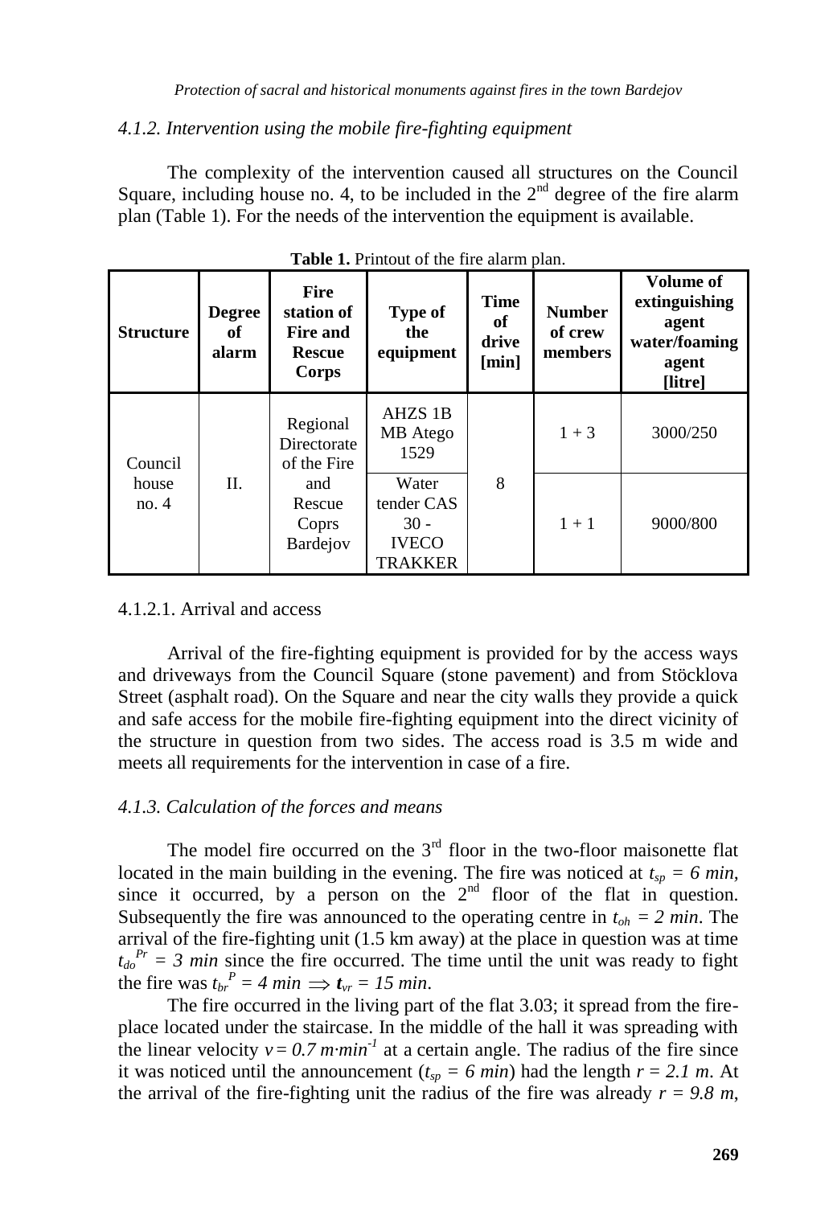### *4.1.2. Intervention using the mobile fire-fighting equipment*

The complexity of the intervention caused all structures on the Council Square, including house no. 4, to be included in the 2nd degree of the fire alarm plan (Table 1). For the needs of the intervention the equipment is available.

**Table 1.** Printout of the fire alarm plan.

| Structure | Degree of alarm | Fire station of Fire and Rescue Corps | Type of the equipment | Time of drive [min] | Number of crew members | Volume of extinguishing agent water/foaming agent [litre] |
|---|---|---|---|---|---|---|
| Council house no. 4 | II. | Regional Directorate of the Fire and Rescue Coprs Bardejov | AHZS 1B MB Atego 1529 | 8 | 1 + 3 | 3000/250 |
| | | | Water tender CAS 30 - IVECO TRAKKER | | 1 + 1 | 9000/800 |

4.1.2.1. Arrival and access

Arrival of the fire-fighting equipment is provided for by the access ways and driveways from the Council Square (stone pavement) and from Stöcklova Street (asphalt road). On the Square and near the city walls they provide a quick and safe access for the mobile fire-fighting equipment into the direct vicinity of the structure in question from two sides. The access road is 3.5 m wide and meets all requirements for the intervention in case of a fire.

### *4.1.3. Calculation of the forces and means*

The model fire occurred on the 3rd floor in the two-floor maisonette flat located in the main building in the evening. The fire was noticed at $t_{sp} = 6$ *min*, since it occurred, by a person on the 2nd floor of the flat in question. Subsequently the fire was announced to the operating centre in $t_{oh} = 2$ *min*. The arrival of the fire-fighting unit (1.5 km away) at the place in question was at time $t_{do}^{Pr} = 3$ *min* since the fire occurred. The time until the unit was ready to fight the fire was $t_{br}^{P} = 4 \ min \Longrightarrow \boldsymbol{t_{vr}} = 15 \ min$.

The fire occurred in the living part of the flat 3.03; it spread from the fire-place located under the staircase. In the middle of the hall it was spreading with the linear velocity $v = 0.7 \ m \cdot min^{-1}$ at a certain angle. The radius of the fire since it was noticed until the announcement ($t_{sp} = 6$ *min*) had the length $r = 2.1$ *m*. At the arrival of the fire-fighting unit the radius of the fire was already $r = 9.8$ *m*,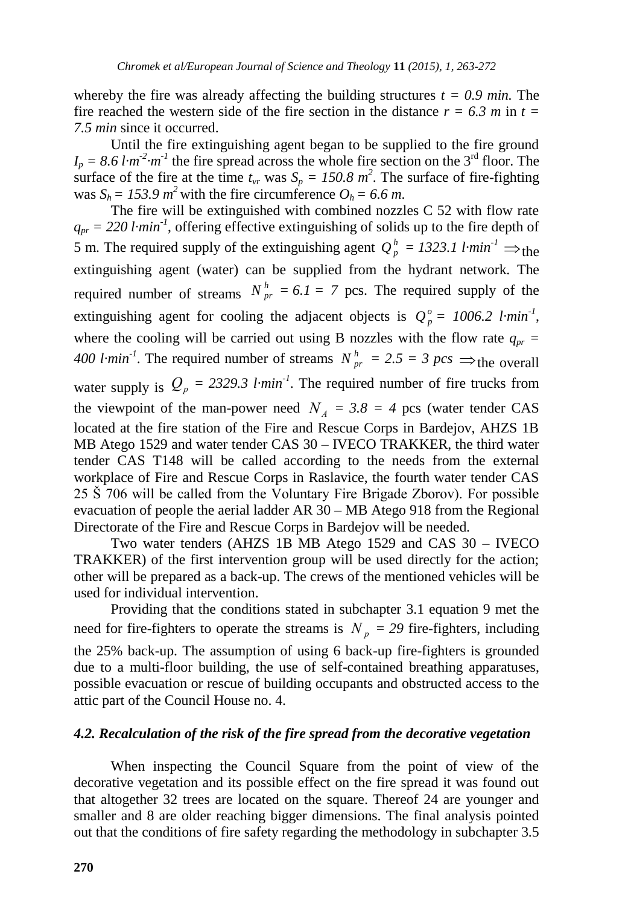whereby the fire was already affecting the building structures $t = 0.9$ *min.* The fire reached the western side of the fire section in the distance $r = 6.3$ *m* in $t = 7.5$ *min* since it occurred.

Until the fire extinguishing agent began to be supplied to the fire ground $I_p = 8.6\ l{\cdot}m^{-2}{\cdot}m^{-1}$ the fire spread across the whole fire section on the 3rd floor. The surface of the fire at the time $t_{vr}$ was $S_p = 150.8\ m^2$. The surface of fire-fighting was $S_h = 153.9\ m^2$ with the fire circumference $O_h = 6.6\ m$.

The fire will be extinguished with combined nozzles C 52 with flow rate $q_{pr} = 220\ l{\cdot}min^{-1}$, offering effective extinguishing of solids up to the fire depth of 5 m. The required supply of the extinguishing agent $Q_p^h = 1323.1\ l{\cdot}min^{-1} \Rightarrow$ the extinguishing agent (water) can be supplied from the hydrant network. The required number of streams $N_{pr}^h = 6.1 = 7$ pcs. The required supply of the extinguishing agent for cooling the adjacent objects is $Q_p^o = 1006.2\ l{\cdot}min^{-1}$, where the cooling will be carried out using B nozzles with the flow rate $q_{pr} = 400\ l{\cdot}min^{-1}$. The required number of streams $N_{pr}^h = 2.5 = 3\ pcs \Rightarrow$ the overall water supply is $Q_p = 2329.3\ l{\cdot}min^{-1}$. The required number of fire trucks from the viewpoint of the man-power need $N_A = 3.8 = 4$ pcs (water tender CAS located at the fire station of the Fire and Rescue Corps in Bardejov, AHZS 1B MB Atego 1529 and water tender CAS 30 – IVECO TRAKKER, the third water tender CAS T148 will be called according to the needs from the external workplace of Fire and Rescue Corps in Raslavice, the fourth water tender CAS 25 Š 706 will be called from the Voluntary Fire Brigade Zborov). For possible evacuation of people the aerial ladder AR 30 – MB Atego 918 from the Regional Directorate of the Fire and Rescue Corps in Bardejov will be needed.

Two water tenders (AHZS 1B MB Atego 1529 and CAS 30 – IVECO TRAKKER) of the first intervention group will be used directly for the action; other will be prepared as a back-up. The crews of the mentioned vehicles will be used for individual intervention.

Providing that the conditions stated in subchapter 3.1 equation 9 met the need for fire-fighters to operate the streams is $N_p = 29$ fire-fighters, including the 25% back-up. The assumption of using 6 back-up fire-fighters is grounded due to a multi-floor building, the use of self-contained breathing apparatuses, possible evacuation or rescue of building occupants and obstructed access to the attic part of the Council House no. 4.

### *4.2. Recalculation of the risk of the fire spread from the decorative vegetation*

When inspecting the Council Square from the point of view of the decorative vegetation and its possible effect on the fire spread it was found out that altogether 32 trees are located on the square. Thereof 24 are younger and smaller and 8 are older reaching bigger dimensions. The final analysis pointed out that the conditions of fire safety regarding the methodology in subchapter 3.5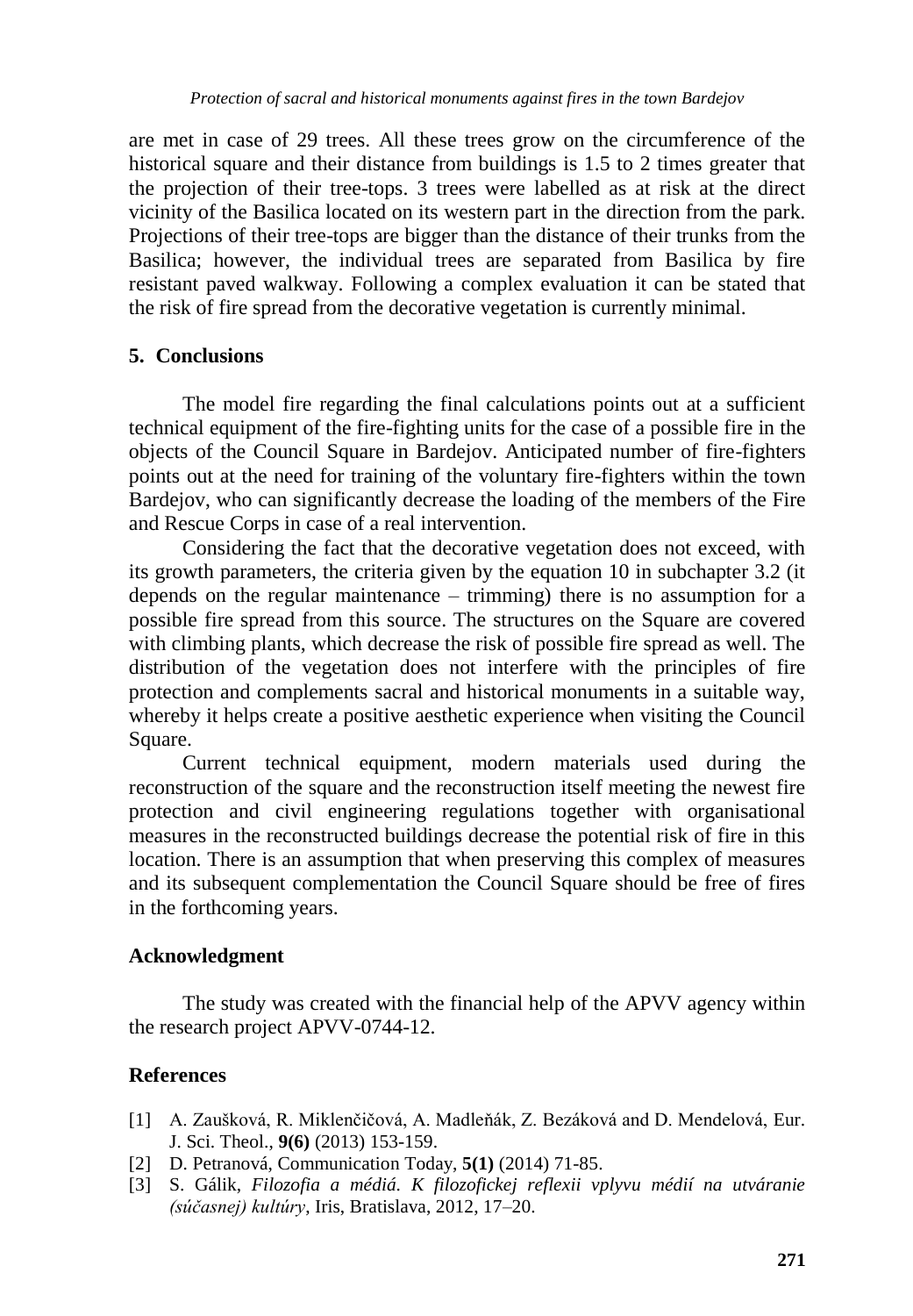are met in case of 29 trees. All these trees grow on the circumference of the historical square and their distance from buildings is 1.5 to 2 times greater that the projection of their tree-tops. 3 trees were labelled as at risk at the direct vicinity of the Basilica located on its western part in the direction from the park. Projections of their tree-tops are bigger than the distance of their trunks from the Basilica; however, the individual trees are separated from Basilica by fire resistant paved walkway. Following a complex evaluation it can be stated that the risk of fire spread from the decorative vegetation is currently minimal.

## 5. Conclusions

The model fire regarding the final calculations points out at a sufficient technical equipment of the fire-fighting units for the case of a possible fire in the objects of the Council Square in Bardejov. Anticipated number of fire-fighters points out at the need for training of the voluntary fire-fighters within the town Bardejov, who can significantly decrease the loading of the members of the Fire and Rescue Corps in case of a real intervention.

Considering the fact that the decorative vegetation does not exceed, with its growth parameters, the criteria given by the equation 10 in subchapter 3.2 (it depends on the regular maintenance – trimming) there is no assumption for a possible fire spread from this source. The structures on the Square are covered with climbing plants, which decrease the risk of possible fire spread as well. The distribution of the vegetation does not interfere with the principles of fire protection and complements sacral and historical monuments in a suitable way, whereby it helps create a positive aesthetic experience when visiting the Council Square.

Current technical equipment, modern materials used during the reconstruction of the square and the reconstruction itself meeting the newest fire protection and civil engineering regulations together with organisational measures in the reconstructed buildings decrease the potential risk of fire in this location. There is an assumption that when preserving this complex of measures and its subsequent complementation the Council Square should be free of fires in the forthcoming years.

## Acknowledgment

The study was created with the financial help of the APVV agency within the research project APVV-0744-12.

## References

[1] A. Zaušková, R. Miklenčičová, A. Madleňák, Z. Bezáková and D. Mendelová, Eur. J. Sci. Theol., **9(6)** (2013) 153-159.

[2] D. Petranová, Communication Today, **5(1)** (2014) 71-85.

[3] S. Gálik, *Filozofia a médiá. K filozofickej reflexii vplyvu médií na utváranie (súčasnej) kultúry*, Iris, Bratislava, 2012, 17–20.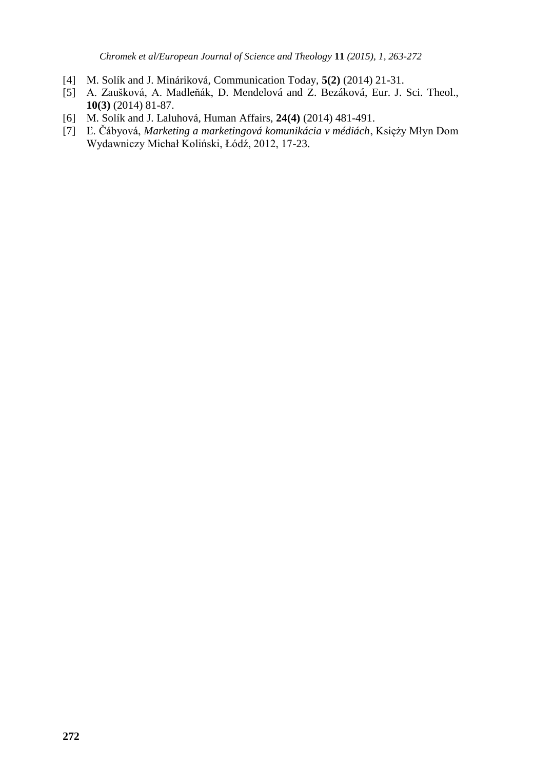[4] M. Solík and J. Mináriková, Communication Today, **5(2)** (2014) 21-31.

[5] A. Zaušková, A. Madleňák, D. Mendelová and Z. Bezáková, Eur. J. Sci. Theol., **10(3)** (2014) 81-87.

[6] M. Solík and J. Laluhová, Human Affairs, **24(4)** (2014) 481-491.

[7] Ľ. Čábyová, *Marketing a marketingová komunikácia v médiách*, Księży Młyn Dom Wydawniczy Michał Koliński, Łódź, 2012, 17-23.